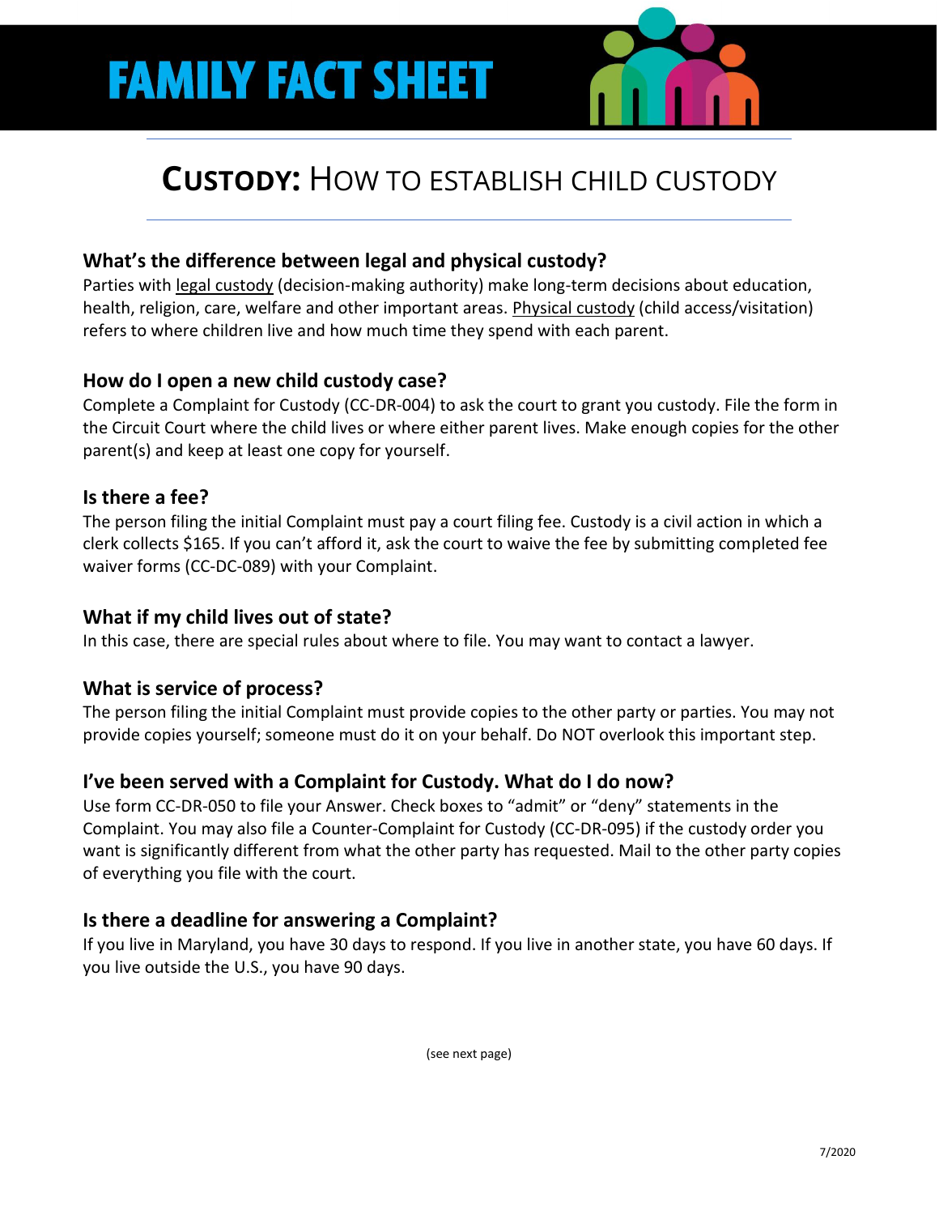# FAMILY FACT SHEET

## CUSTODY: HOW TO ESTABLISH CHILD CUSTODY

### What's the difference between legal and physical custody?

Parties with legal custody (decision-making authority) make long-term decisions about education, health, religion, care, welfare and other important areas. Physical custody (child access/visitation) refers to where children live and how much time they spend with each parent.

### How do I open a new child custody case?

Complete a Complaint for Custody (CC-DR-004) to ask the court to grant you custody. File the form in the Circuit Court where the child lives or where either parent lives. Make enough copies for the other parent(s) and keep at least one copy for yourself.

### Is there a fee?

The person filing the initial Complaint must pay a court filing fee. Custody is a civil action in which a clerk collects $165. If you can't afford it, ask the court to waive the fee by submitting completed fee waiver forms (CC-DC-089) with your Complaint.

### What if my child lives out of state?

In this case, there are special rules about where to file. You may want to contact a lawyer.

### What is service of process?

The person filing the initial Complaint must provide copies to the other party or parties. You may not provide copies yourself; someone must do it on your behalf. Do NOT overlook this important step.

### I've been served with a Complaint for Custody. What do I do now?

Use form CC-DR-050 to file your Answer. Check boxes to "admit" or "deny" statements in the Complaint. You may also file a Counter-Complaint for Custody (CC-DR-095) if the custody order you want is significantly different from what the other party has requested. Mail to the other party copies of everything you file with the court.

### Is there a deadline for answering a Complaint?

If you live in Maryland, you have 30 days to respond. If you live in another state, you have 60 days. If you live outside the U.S., you have 90 days.

(see next page)

7/2020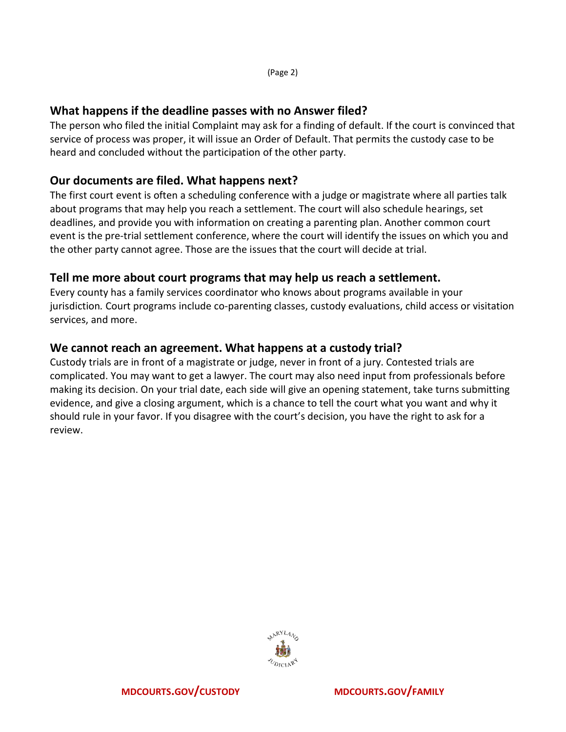## What happens if the deadline passes with no Answer filed?

The person who filed the initial Complaint may ask for a finding of default. If the court is convinced that service of process was proper, it will issue an Order of Default. That permits the custody case to be heard and concluded without the participation of the other party.

## Our documents are filed. What happens next?

The first court event is often a scheduling conference with a judge or magistrate where all parties talk about programs that may help you reach a settlement. The court will also schedule hearings, set deadlines, and provide you with information on creating a parenting plan. Another common court event is the pre-trial settlement conference, where the court will identify the issues on which you and the other party cannot agree. Those are the issues that the court will decide at trial.

## Tell me more about court programs that may help us reach a settlement.

Every county has a family services coordinator who knows about programs available in your jurisdiction*.* Court programs include co-parenting classes, custody evaluations, child access or visitation services, and more.

## We cannot reach an agreement. What happens at a custody trial?

Custody trials are in front of a magistrate or judge, never in front of a jury. Contested trials are complicated. You may want to get a lawyer. The court may also need input from professionals before making its decision. On your trial date, each side will give an opening statement, take turns submitting evidence, and give a closing argument, which is a chance to tell the court what you want and why it should rule in your favor. If you disagree with the court's decision, you have the right to ask for a review.

**MDCOURTS.GOV/CUSTODY** **MDCOURTS.GOV/FAMILY**